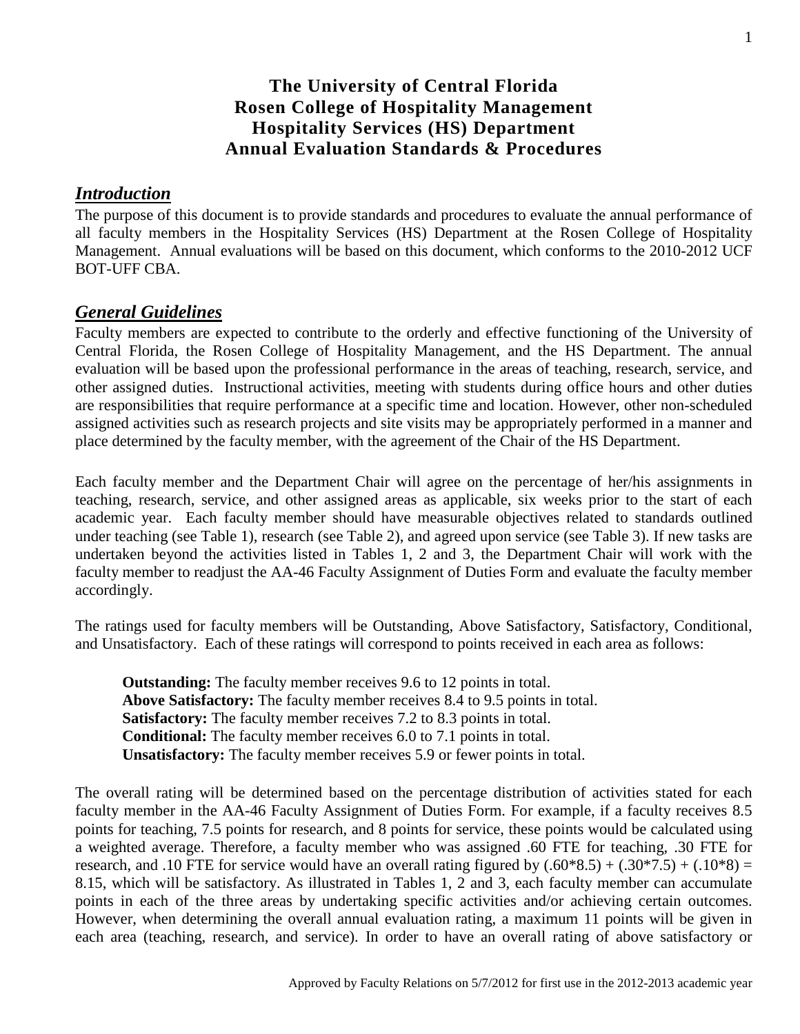# The University of Central Florida
# Rosen College of Hospitality Management
# Hospitality Services (HS) Department
# Annual Evaluation Standards & Procedures

## *Introduction*

The purpose of this document is to provide standards and procedures to evaluate the annual performance of all faculty members in the Hospitality Services (HS) Department at the Rosen College of Hospitality Management. Annual evaluations will be based on this document, which conforms to the 2010-2012 UCF BOT-UFF CBA.

## *General Guidelines*

Faculty members are expected to contribute to the orderly and effective functioning of the University of Central Florida, the Rosen College of Hospitality Management, and the HS Department. The annual evaluation will be based upon the professional performance in the areas of teaching, research, service, and other assigned duties. Instructional activities, meeting with students during office hours and other duties are responsibilities that require performance at a specific time and location. However, other non-scheduled assigned activities such as research projects and site visits may be appropriately performed in a manner and place determined by the faculty member, with the agreement of the Chair of the HS Department.

Each faculty member and the Department Chair will agree on the percentage of her/his assignments in teaching, research, service, and other assigned areas as applicable, six weeks prior to the start of each academic year. Each faculty member should have measurable objectives related to standards outlined under teaching (see Table 1), research (see Table 2), and agreed upon service (see Table 3). If new tasks are undertaken beyond the activities listed in Tables 1, 2 and 3, the Department Chair will work with the faculty member to readjust the AA-46 Faculty Assignment of Duties Form and evaluate the faculty member accordingly.

The ratings used for faculty members will be Outstanding, Above Satisfactory, Satisfactory, Conditional, and Unsatisfactory. Each of these ratings will correspond to points received in each area as follows:

**Outstanding:** The faculty member receives 9.6 to 12 points in total.
**Above Satisfactory:** The faculty member receives 8.4 to 9.5 points in total.
**Satisfactory:** The faculty member receives 7.2 to 8.3 points in total.
**Conditional:** The faculty member receives 6.0 to 7.1 points in total.
**Unsatisfactory:** The faculty member receives 5.9 or fewer points in total.

The overall rating will be determined based on the percentage distribution of activities stated for each faculty member in the AA-46 Faculty Assignment of Duties Form. For example, if a faculty receives 8.5 points for teaching, 7.5 points for research, and 8 points for service, these points would be calculated using a weighted average. Therefore, a faculty member who was assigned .60 FTE for teaching, .30 FTE for research, and .10 FTE for service would have an overall rating figured by $(.60*8.5) + (.30*7.5) + (.10*8) = 8.15$, which will be satisfactory. As illustrated in Tables 1, 2 and 3, each faculty member can accumulate points in each of the three areas by undertaking specific activities and/or achieving certain outcomes. However, when determining the overall annual evaluation rating, a maximum 11 points will be given in each area (teaching, research, and service). In order to have an overall rating of above satisfactory or

Approved by Faculty Relations on 5/7/2012 for first use in the 2012-2013 academic year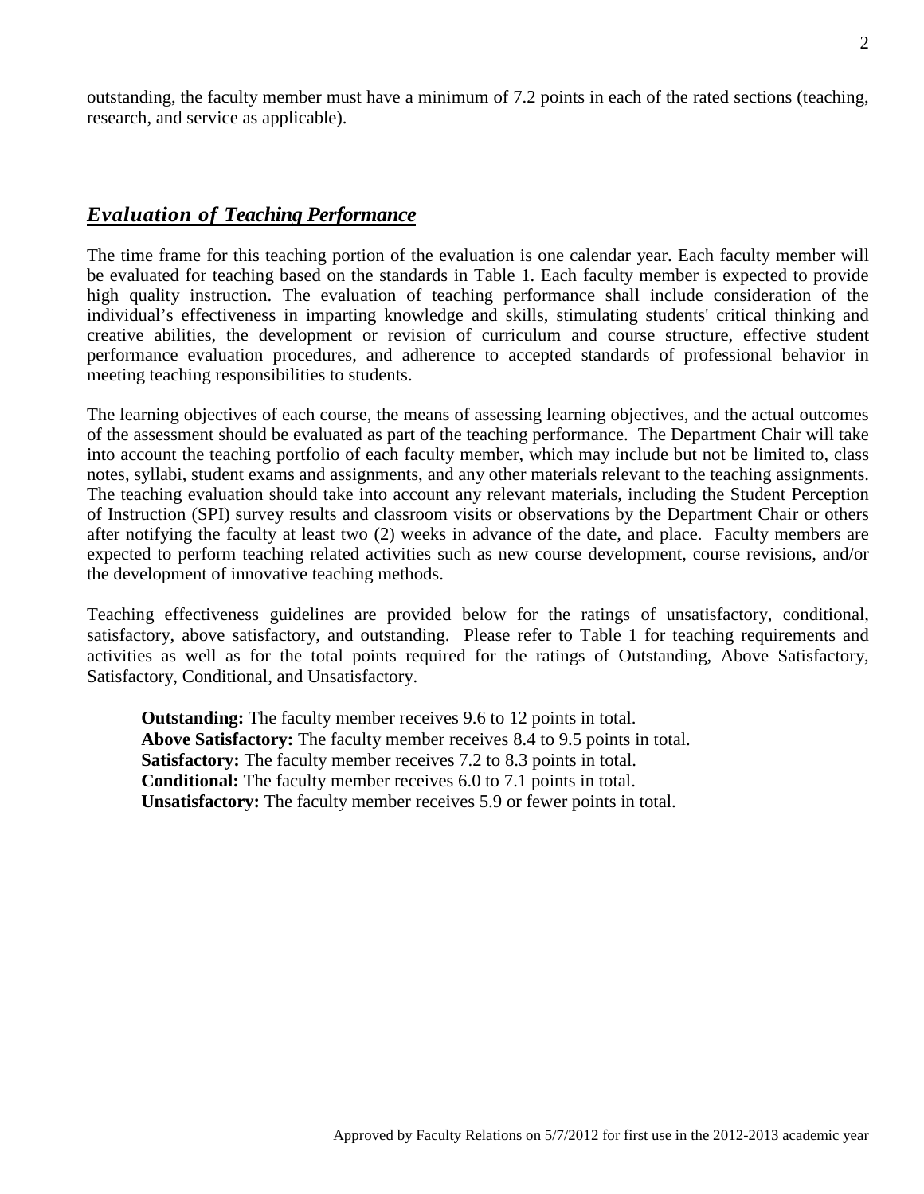outstanding, the faculty member must have a minimum of 7.2 points in each of the rated sections (teaching, research, and service as applicable).

## ***Evaluation of Teaching Performance***

The time frame for this teaching portion of the evaluation is one calendar year. Each faculty member will be evaluated for teaching based on the standards in Table 1. Each faculty member is expected to provide high quality instruction. The evaluation of teaching performance shall include consideration of the individual's effectiveness in imparting knowledge and skills, stimulating students' critical thinking and creative abilities, the development or revision of curriculum and course structure, effective student performance evaluation procedures, and adherence to accepted standards of professional behavior in meeting teaching responsibilities to students.

The learning objectives of each course, the means of assessing learning objectives, and the actual outcomes of the assessment should be evaluated as part of the teaching performance. The Department Chair will take into account the teaching portfolio of each faculty member, which may include but not be limited to, class notes, syllabi, student exams and assignments, and any other materials relevant to the teaching assignments. The teaching evaluation should take into account any relevant materials, including the Student Perception of Instruction (SPI) survey results and classroom visits or observations by the Department Chair or others after notifying the faculty at least two (2) weeks in advance of the date, and place. Faculty members are expected to perform teaching related activities such as new course development, course revisions, and/or the development of innovative teaching methods.

Teaching effectiveness guidelines are provided below for the ratings of unsatisfactory, conditional, satisfactory, above satisfactory, and outstanding. Please refer to Table 1 for teaching requirements and activities as well as for the total points required for the ratings of Outstanding, Above Satisfactory, Satisfactory, Conditional, and Unsatisfactory.

**Outstanding:** The faculty member receives 9.6 to 12 points in total.
**Above Satisfactory:** The faculty member receives 8.4 to 9.5 points in total.
**Satisfactory:** The faculty member receives 7.2 to 8.3 points in total.
**Conditional:** The faculty member receives 6.0 to 7.1 points in total.
**Unsatisfactory:** The faculty member receives 5.9 or fewer points in total.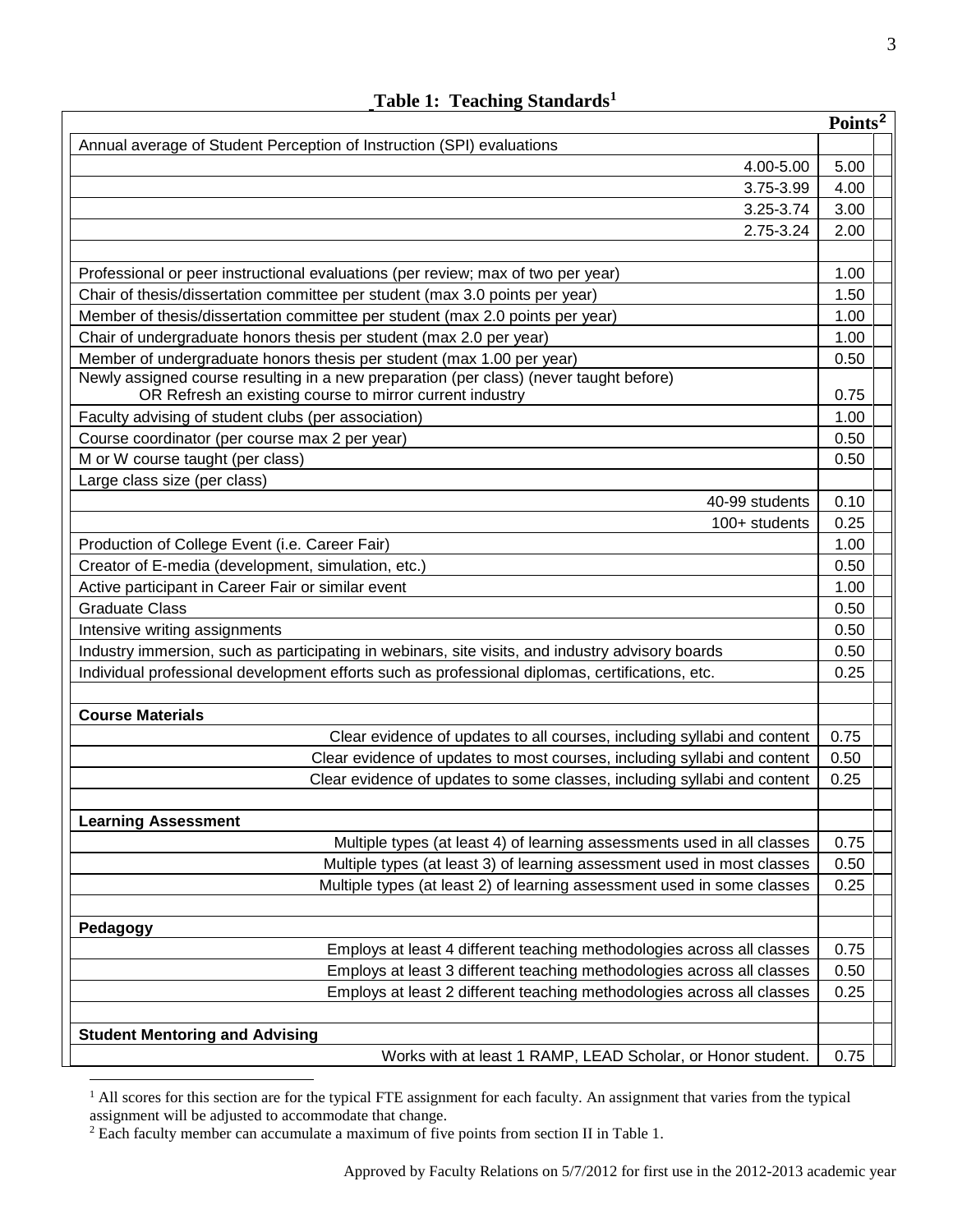**Table 1: Teaching Standards[1]**

| | Points[2] | |
|---|---|---|
| Annual average of Student Perception of Instruction (SPI) evaluations | | |
| 4.00-5.00 | 5.00 | |
| 3.75-3.99 | 4.00 | |
| 3.25-3.74 | 3.00 | |
| 2.75-3.24 | 2.00 | |
| | | |
| Professional or peer instructional evaluations (per review; max of two per year) | 1.00 | |
| Chair of thesis/dissertation committee per student (max 3.0 points per year) | 1.50 | |
| Member of thesis/dissertation committee per student (max 2.0 points per year) | 1.00 | |
| Chair of undergraduate honors thesis per student (max 2.0 per year) | 1.00 | |
| Member of undergraduate honors thesis per student (max 1.00 per year) | 0.50 | |
| Newly assigned course resulting in a new preparation (per class) (never taught before) OR Refresh an existing course to mirror current industry | 0.75 | |
| Faculty advising of student clubs (per association) | 1.00 | |
| Course coordinator (per course max 2 per year) | 0.50 | |
| M or W course taught (per class) | 0.50 | |
| Large class size (per class) | | |
| 40-99 students | 0.10 | |
| 100+ students | 0.25 | |
| Production of College Event (i.e. Career Fair) | 1.00 | |
| Creator of E-media (development, simulation, etc.) | 0.50 | |
| Active participant in Career Fair or similar event | 1.00 | |
| Graduate Class | 0.50 | |
| Intensive writing assignments | 0.50 | |
| Industry immersion, such as participating in webinars, site visits, and industry advisory boards | 0.50 | |
| Individual professional development efforts such as professional diplomas, certifications, etc. | 0.25 | |
| | | |
| **Course Materials** | | |
| Clear evidence of updates to all courses, including syllabi and content | 0.75 | |
| Clear evidence of updates to most courses, including syllabi and content | 0.50 | |
| Clear evidence of updates to some classes, including syllabi and content | 0.25 | |
| | | |
| **Learning Assessment** | | |
| Multiple types (at least 4) of learning assessments used in all classes | 0.75 | |
| Multiple types (at least 3) of learning assessment used in most classes | 0.50 | |
| Multiple types (at least 2) of learning assessment used in some classes | 0.25 | |
| | | |
| **Pedagogy** | | |
| Employs at least 4 different teaching methodologies across all classes | 0.75 | |
| Employs at least 3 different teaching methodologies across all classes | 0.50 | |
| Employs at least 2 different teaching methodologies across all classes | 0.25 | |
| | | |
| **Student Mentoring and Advising** | | |
| Works with at least 1 RAMP, LEAD Scholar, or Honor student. | 0.75 | |

[1] All scores for this section are for the typical FTE assignment for each faculty. An assignment that varies from the typical assignment will be adjusted to accommodate that change.

[2] Each faculty member can accumulate a maximum of five points from section II in Table 1.

Approved by Faculty Relations on 5/7/2012 for first use in the 2012-2013 academic year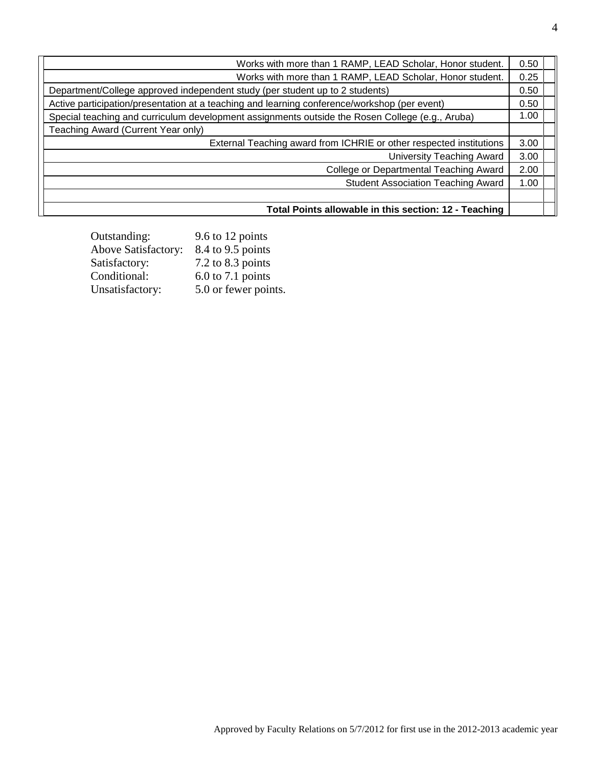| | | |
|---|---|---|
| Works with more than 1 RAMP, LEAD Scholar, Honor student. | 0.50 | |
| Works with more than 1 RAMP, LEAD Scholar, Honor student. | 0.25 | |
| Department/College approved independent study (per student up to 2 students) | 0.50 | |
| Active participation/presentation at a teaching and learning conference/workshop (per event) | 0.50 | |
| Special teaching and curriculum development assignments outside the Rosen College (e.g., Aruba) | 1.00 | |
| Teaching Award (Current Year only) | | |
| External Teaching award from ICHRIE or other respected institutions | 3.00 | |
| University Teaching Award | 3.00 | |
| College or Departmental Teaching Award | 2.00 | |
| Student Association Teaching Award | 1.00 | |
| | | |
| **Total Points allowable in this section: 12 - Teaching** | | |

| | |
|---|---|
| Outstanding: | 9.6 to 12 points |
| Above Satisfactory: | 8.4 to 9.5 points |
| Satisfactory: | 7.2 to 8.3 points |
| Conditional: | 6.0 to 7.1 points |
| Unsatisfactory: | 5.0 or fewer points. |

Approved by Faculty Relations on 5/7/2012 for first use in the 2012-2013 academic year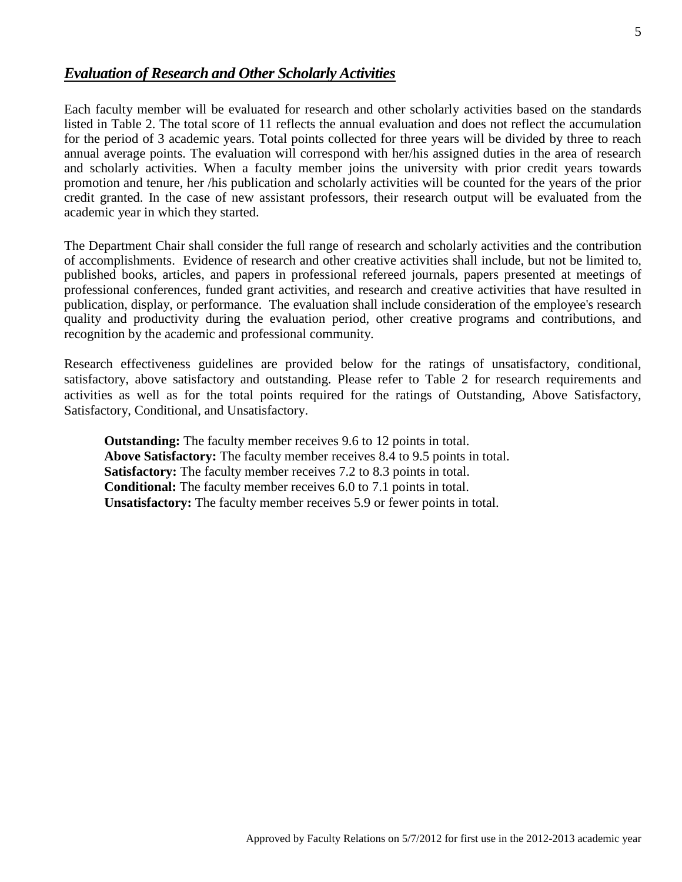## ***Evaluation of Research and Other Scholarly Activities***

Each faculty member will be evaluated for research and other scholarly activities based on the standards listed in Table 2. The total score of 11 reflects the annual evaluation and does not reflect the accumulation for the period of 3 academic years. Total points collected for three years will be divided by three to reach annual average points. The evaluation will correspond with her/his assigned duties in the area of research and scholarly activities. When a faculty member joins the university with prior credit years towards promotion and tenure, her /his publication and scholarly activities will be counted for the years of the prior credit granted. In the case of new assistant professors, their research output will be evaluated from the academic year in which they started.

The Department Chair shall consider the full range of research and scholarly activities and the contribution of accomplishments. Evidence of research and other creative activities shall include, but not be limited to, published books, articles, and papers in professional refereed journals, papers presented at meetings of professional conferences, funded grant activities, and research and creative activities that have resulted in publication, display, or performance. The evaluation shall include consideration of the employee's research quality and productivity during the evaluation period, other creative programs and contributions, and recognition by the academic and professional community.

Research effectiveness guidelines are provided below for the ratings of unsatisfactory, conditional, satisfactory, above satisfactory and outstanding. Please refer to Table 2 for research requirements and activities as well as for the total points required for the ratings of Outstanding, Above Satisfactory, Satisfactory, Conditional, and Unsatisfactory.

**Outstanding:** The faculty member receives 9.6 to 12 points in total.
**Above Satisfactory:** The faculty member receives 8.4 to 9.5 points in total.
**Satisfactory:** The faculty member receives 7.2 to 8.3 points in total.
**Conditional:** The faculty member receives 6.0 to 7.1 points in total.
**Unsatisfactory:** The faculty member receives 5.9 or fewer points in total.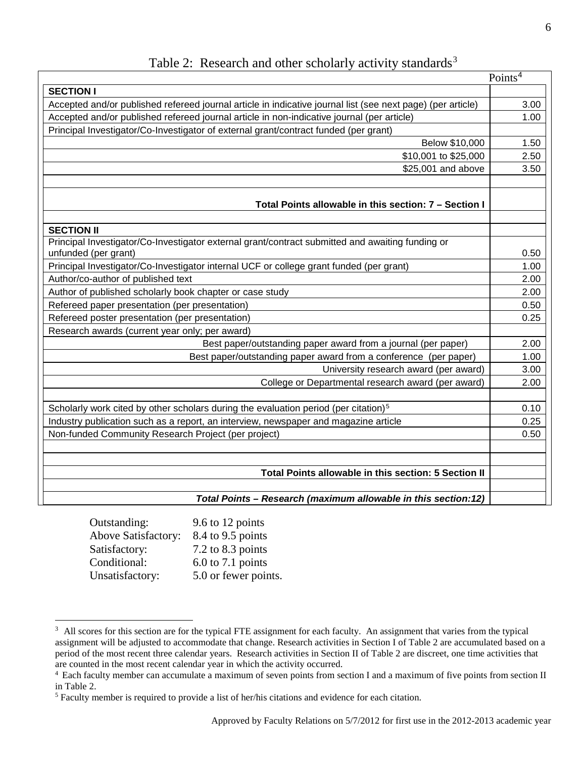Table 2: Research and other scholarly activity standards[3]

| | Points[4] |
|---|---|
| **SECTION I** | |
| Accepted and/or published refereed journal article in indicative journal list (see next page) (per article) | 3.00 |
| Accepted and/or published refereed journal article in non-indicative journal (per article) | 1.00 |
| Principal Investigator/Co-Investigator of external grant/contract funded (per grant) | |
| Below $10,000 | 1.50 |
| $10,001 to $25,000 | 2.50 |
| $25,001 and above | 3.50 |
| | |
| **Total Points allowable in this section: 7 – Section I** | |
| | |
| **SECTION II** | |
| Principal Investigator/Co-Investigator external grant/contract submitted and awaiting funding or unfunded (per grant) | 0.50 |
| Principal Investigator/Co-Investigator internal UCF or college grant funded (per grant) | 1.00 |
| Author/co-author of published text | 2.00 |
| Author of published scholarly book chapter or case study | 2.00 |
| Refereed paper presentation (per presentation) | 0.50 |
| Refereed poster presentation (per presentation) | 0.25 |
| Research awards (current year only; per award) | |
| Best paper/outstanding paper award from a journal (per paper) | 2.00 |
| Best paper/outstanding paper award from a conference (per paper) | 1.00 |
| University research award (per award) | 3.00 |
| College or Departmental research award (per award) | 2.00 |
| | |
| Scholarly work cited by other scholars during the evaluation period (per citation)[5] | 0.10 |
| Industry publication such as a report, an interview, newspaper and magazine article | 0.25 |
| Non-funded Community Research Project (per project) | 0.50 |
| | |
| | |
| **Total Points allowable in this section: 5 Section II** | |
| | |
| ***Total Points – Research (maximum allowable in this section:12)*** | |

| | |
|---|---|
| Outstanding: | 9.6 to 12 points |
| Above Satisfactory: | 8.4 to 9.5 points |
| Satisfactory: | 7.2 to 8.3 points |
| Conditional: | 6.0 to 7.1 points |
| Unsatisfactory: | 5.0 or fewer points. |

[3] All scores for this section are for the typical FTE assignment for each faculty. An assignment that varies from the typical assignment will be adjusted to accommodate that change. Research activities in Section I of Table 2 are accumulated based on a period of the most recent three calendar years. Research activities in Section II of Table 2 are discreet, one time activities that are counted in the most recent calendar year in which the activity occurred.

[4] Each faculty member can accumulate a maximum of seven points from section I and a maximum of five points from section II in Table 2.

[5] Faculty member is required to provide a list of her/his citations and evidence for each citation.

Approved by Faculty Relations on 5/7/2012 for first use in the 2012-2013 academic year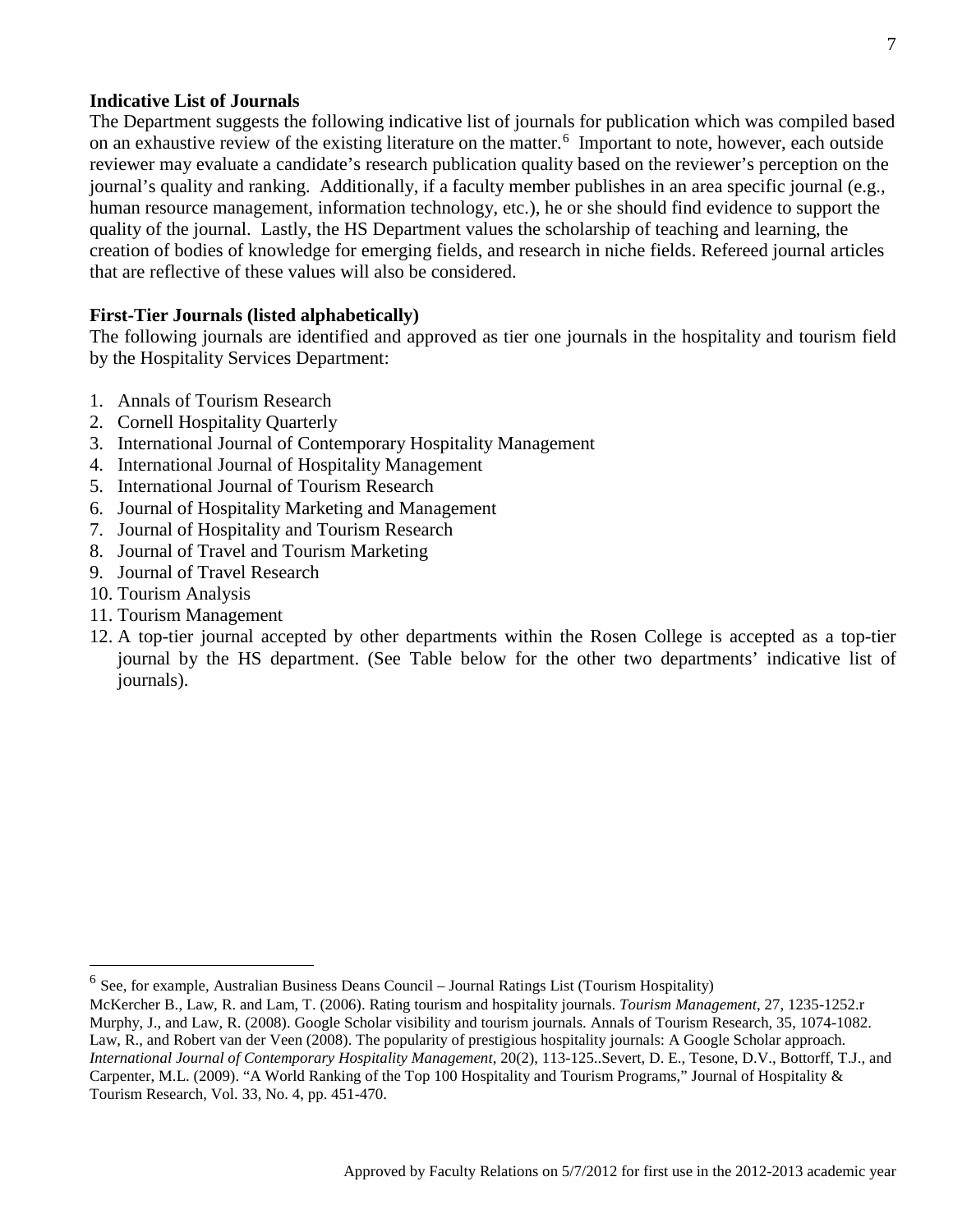**Indicative List of Journals**

The Department suggests the following indicative list of journals for publication which was compiled based on an exhaustive review of the existing literature on the matter.[6] Important to note, however, each outside reviewer may evaluate a candidate's research publication quality based on the reviewer's perception on the journal's quality and ranking. Additionally, if a faculty member publishes in an area specific journal (e.g., human resource management, information technology, etc.), he or she should find evidence to support the quality of the journal. Lastly, the HS Department values the scholarship of teaching and learning, the creation of bodies of knowledge for emerging fields, and research in niche fields. Refereed journal articles that are reflective of these values will also be considered.

**First-Tier Journals (listed alphabetically)**

The following journals are identified and approved as tier one journals in the hospitality and tourism field by the Hospitality Services Department:

1. Annals of Tourism Research
2. Cornell Hospitality Quarterly
3. International Journal of Contemporary Hospitality Management
4. International Journal of Hospitality Management
5. International Journal of Tourism Research
6. Journal of Hospitality Marketing and Management
7. Journal of Hospitality and Tourism Research
8. Journal of Travel and Tourism Marketing
9. Journal of Travel Research
10. Tourism Analysis
11. Tourism Management
12. A top-tier journal accepted by other departments within the Rosen College is accepted as a top-tier journal by the HS department. (See Table below for the other two departments' indicative list of journals).

---

[6] See, for example, Australian Business Deans Council – Journal Ratings List (Tourism Hospitality)
McKercher B., Law, R. and Lam, T. (2006). Rating tourism and hospitality journals. *Tourism Management*, 27, 1235-1252.r
Murphy, J., and Law, R. (2008). Google Scholar visibility and tourism journals. Annals of Tourism Research, 35, 1074-1082.
Law, R., and Robert van der Veen (2008). The popularity of prestigious hospitality journals: A Google Scholar approach. *International Journal of Contemporary Hospitality Management*, 20(2), 113-125..Severt, D. E., Tesone, D.V., Bottorff, T.J., and Carpenter, M.L. (2009). "A World Ranking of the Top 100 Hospitality and Tourism Programs," Journal of Hospitality & Tourism Research, Vol. 33, No. 4, pp. 451-470.

Approved by Faculty Relations on 5/7/2012 for first use in the 2012-2013 academic year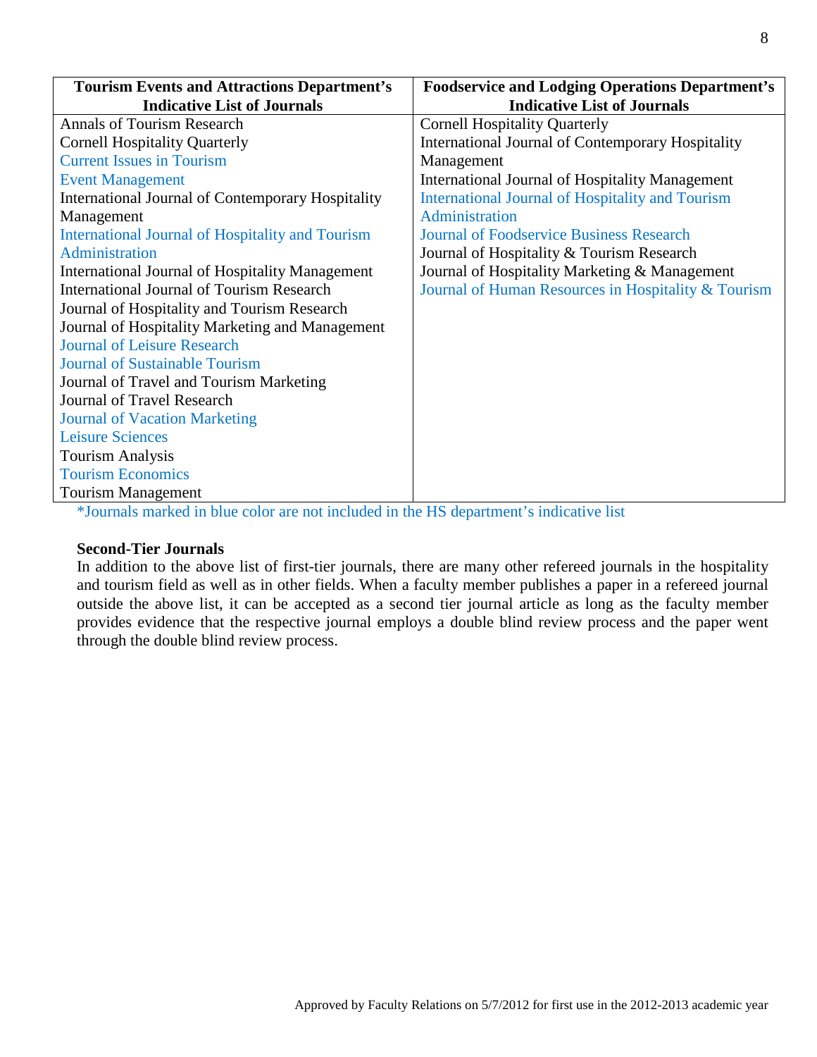| Tourism Events and Attractions Department's Indicative List of Journals | Foodservice and Lodging Operations Department's Indicative List of Journals |
|---|---|
| Annals of Tourism Research | Cornell Hospitality Quarterly |
| Cornell Hospitality Quarterly | International Journal of Contemporary Hospitality Management |
| Current Issues in Tourism | International Journal of Hospitality Management |
| Event Management | International Journal of Hospitality and Tourism Administration |
| International Journal of Contemporary Hospitality Management | Journal of Foodservice Business Research |
| International Journal of Hospitality and Tourism Administration | Journal of Hospitality & Tourism Research |
| International Journal of Hospitality Management | Journal of Hospitality Marketing & Management |
| International Journal of Tourism Research | Journal of Human Resources in Hospitality & Tourism |
| Journal of Hospitality and Tourism Research | |
| Journal of Hospitality Marketing and Management | |
| Journal of Leisure Research | |
| Journal of Sustainable Tourism | |
| Journal of Travel and Tourism Marketing | |
| Journal of Travel Research | |
| Journal of Vacation Marketing | |
| Leisure Sciences | |
| Tourism Analysis | |
| Tourism Economics | |
| Tourism Management | |

*Journals marked in blue color are not included in the HS department's indicative list

**Second-Tier Journals**

In addition to the above list of first-tier journals, there are many other refereed journals in the hospitality and tourism field as well as in other fields. When a faculty member publishes a paper in a refereed journal outside the above list, it can be accepted as a second tier journal article as long as the faculty member provides evidence that the respective journal employs a double blind review process and the paper went through the double blind review process.

Approved by Faculty Relations on 5/7/2012 for first use in the 2012-2013 academic year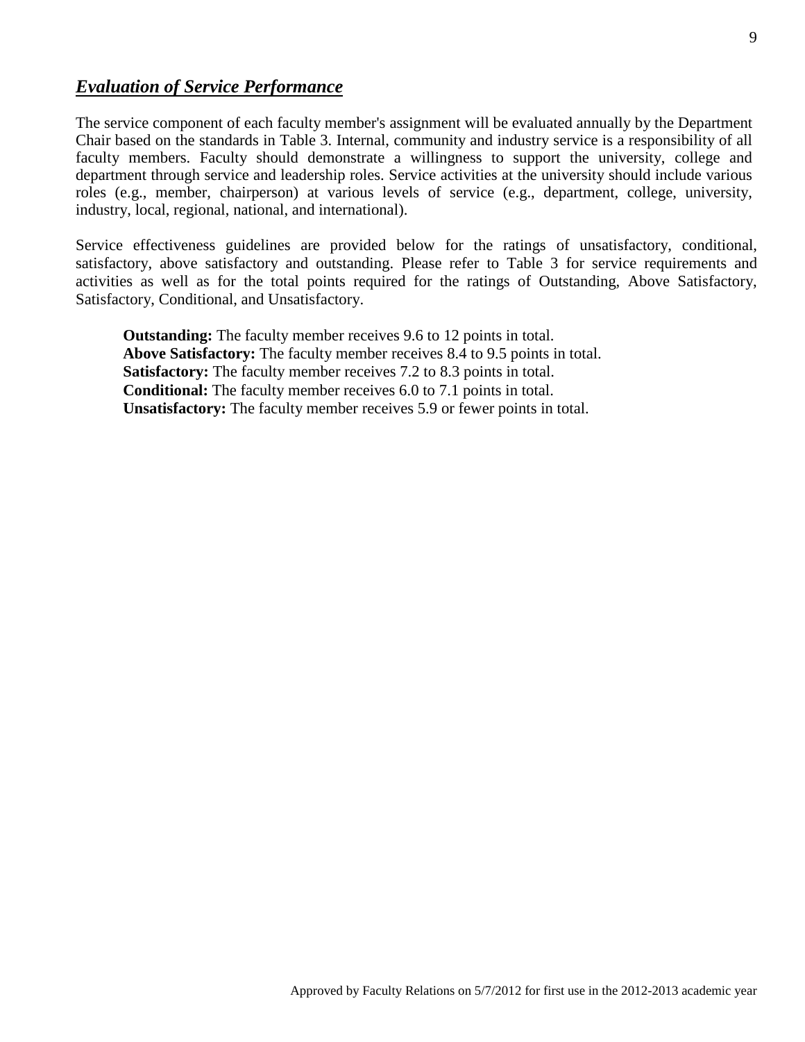## ***Evaluation of Service Performance***

The service component of each faculty member's assignment will be evaluated annually by the Department Chair based on the standards in Table 3. Internal, community and industry service is a responsibility of all faculty members. Faculty should demonstrate a willingness to support the university, college and department through service and leadership roles. Service activities at the university should include various roles (e.g., member, chairperson) at various levels of service (e.g., department, college, university, industry, local, regional, national, and international).

Service effectiveness guidelines are provided below for the ratings of unsatisfactory, conditional, satisfactory, above satisfactory and outstanding. Please refer to Table 3 for service requirements and activities as well as for the total points required for the ratings of Outstanding, Above Satisfactory, Satisfactory, Conditional, and Unsatisfactory.

**Outstanding:** The faculty member receives 9.6 to 12 points in total.
**Above Satisfactory:** The faculty member receives 8.4 to 9.5 points in total.
**Satisfactory:** The faculty member receives 7.2 to 8.3 points in total.
**Conditional:** The faculty member receives 6.0 to 7.1 points in total.
**Unsatisfactory:** The faculty member receives 5.9 or fewer points in total.

Approved by Faculty Relations on 5/7/2012 for first use in the 2012-2013 academic year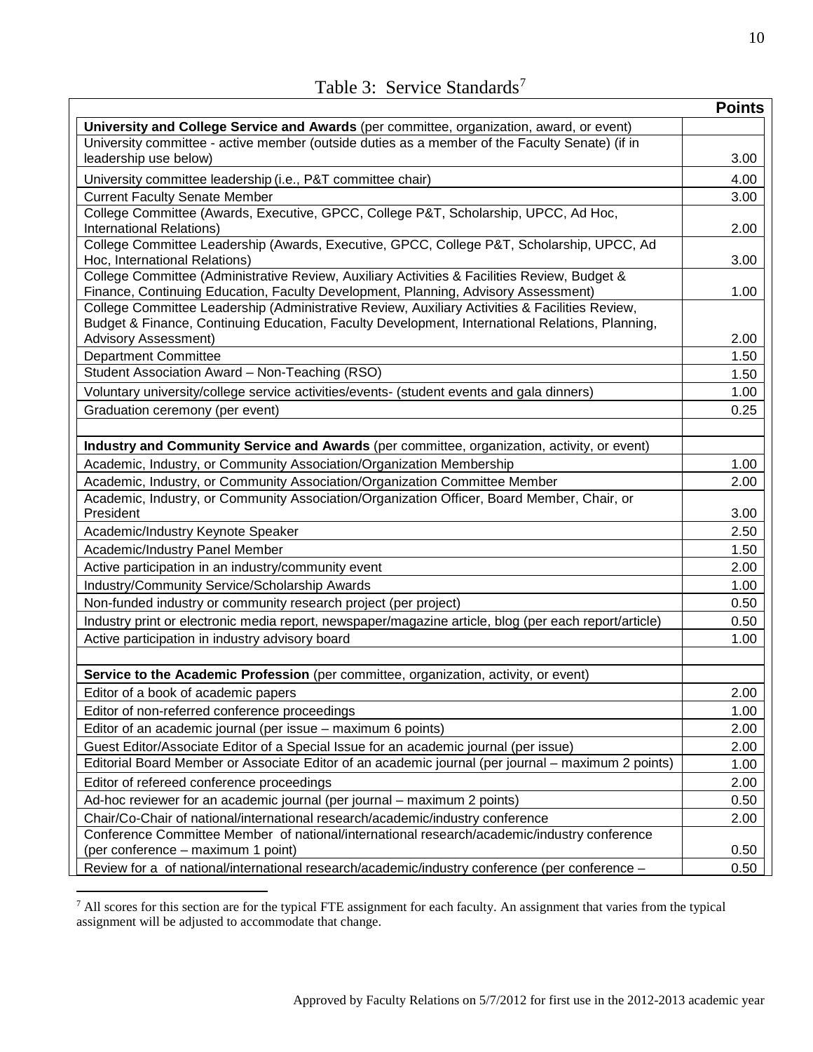# Table 3: Service Standards[7]

| | Points |
|---|---|
| **University and College Service and Awards** (per committee, organization, award, or event) | |
| University committee - active member (outside duties as a member of the Faculty Senate) (if in leadership use below) | 3.00 |
| University committee leadership (i.e., P&T committee chair) | 4.00 |
| Current Faculty Senate Member | 3.00 |
| College Committee (Awards, Executive, GPCC, College P&T, Scholarship, UPCC, Ad Hoc, International Relations) | 2.00 |
| College Committee Leadership (Awards, Executive, GPCC, College P&T, Scholarship, UPCC, Ad Hoc, International Relations) | 3.00 |
| College Committee (Administrative Review, Auxiliary Activities & Facilities Review, Budget & Finance, Continuing Education, Faculty Development, Planning, Advisory Assessment) | 1.00 |
| College Committee Leadership (Administrative Review, Auxiliary Activities & Facilities Review, Budget & Finance, Continuing Education, Faculty Development, International Relations, Planning, Advisory Assessment) | 2.00 |
| Department Committee | 1.50 |
| Student Association Award – Non-Teaching (RSO) | 1.50 |
| Voluntary university/college service activities/events- (student events and gala dinners) | 1.00 |
| Graduation ceremony (per event) | 0.25 |
| | |
| **Industry and Community Service and Awards** (per committee, organization, activity, or event) | |
| Academic, Industry, or Community Association/Organization Membership | 1.00 |
| Academic, Industry, or Community Association/Organization Committee Member | 2.00 |
| Academic, Industry, or Community Association/Organization Officer, Board Member, Chair, or President | 3.00 |
| Academic/Industry Keynote Speaker | 2.50 |
| Academic/Industry Panel Member | 1.50 |
| Active participation in an industry/community event | 2.00 |
| Industry/Community Service/Scholarship Awards | 1.00 |
| Non-funded industry or community research project (per project) | 0.50 |
| Industry print or electronic media report, newspaper/magazine article, blog (per each report/article) | 0.50 |
| Active participation in industry advisory board | 1.00 |
| | |
| **Service to the Academic Profession** (per committee, organization, activity, or event) | |
| Editor of a book of academic papers | 2.00 |
| Editor of non-referred conference proceedings | 1.00 |
| Editor of an academic journal (per issue – maximum 6 points) | 2.00 |
| Guest Editor/Associate Editor of a Special Issue for an academic journal (per issue) | 2.00 |
| Editorial Board Member or Associate Editor of an academic journal (per journal – maximum 2 points) | 1.00 |
| Editor of refereed conference proceedings | 2.00 |
| Ad-hoc reviewer for an academic journal (per journal – maximum 2 points) | 0.50 |
| Chair/Co-Chair of national/international research/academic/industry conference | 2.00 |
| Conference Committee Member of national/international research/academic/industry conference (per conference – maximum 1 point) | 0.50 |
| Review for a of national/international research/academic/industry conference (per conference – | 0.50 |

[7] All scores for this section are for the typical FTE assignment for each faculty. An assignment that varies from the typical assignment will be adjusted to accommodate that change.

Approved by Faculty Relations on 5/7/2012 for first use in the 2012-2013 academic year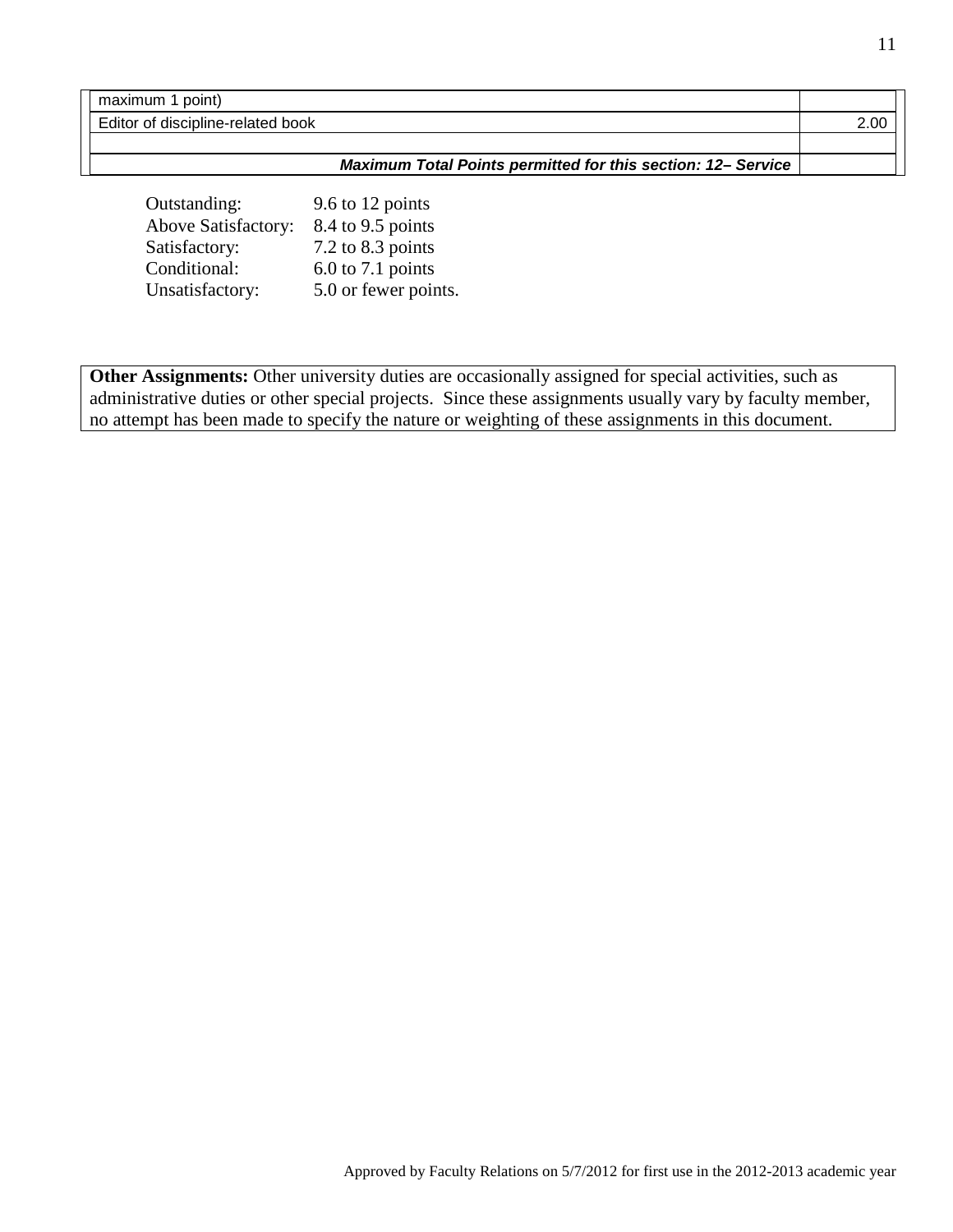| | |
|---|---|
| maximum 1 point) | |
| Editor of discipline-related book | 2.00 |
| | |
| ***Maximum Total Points permitted for this section: 12– Service*** | |

| | |
|---|---|
| Outstanding: | 9.6 to 12 points |
| Above Satisfactory: | 8.4 to 9.5 points |
| Satisfactory: | 7.2 to 8.3 points |
| Conditional: | 6.0 to 7.1 points |
| Unsatisfactory: | 5.0 or fewer points. |

**Other Assignments:** Other university duties are occasionally assigned for special activities, such as administrative duties or other special projects. Since these assignments usually vary by faculty member, no attempt has been made to specify the nature or weighting of these assignments in this document.

Approved by Faculty Relations on 5/7/2012 for first use in the 2012-2013 academic year